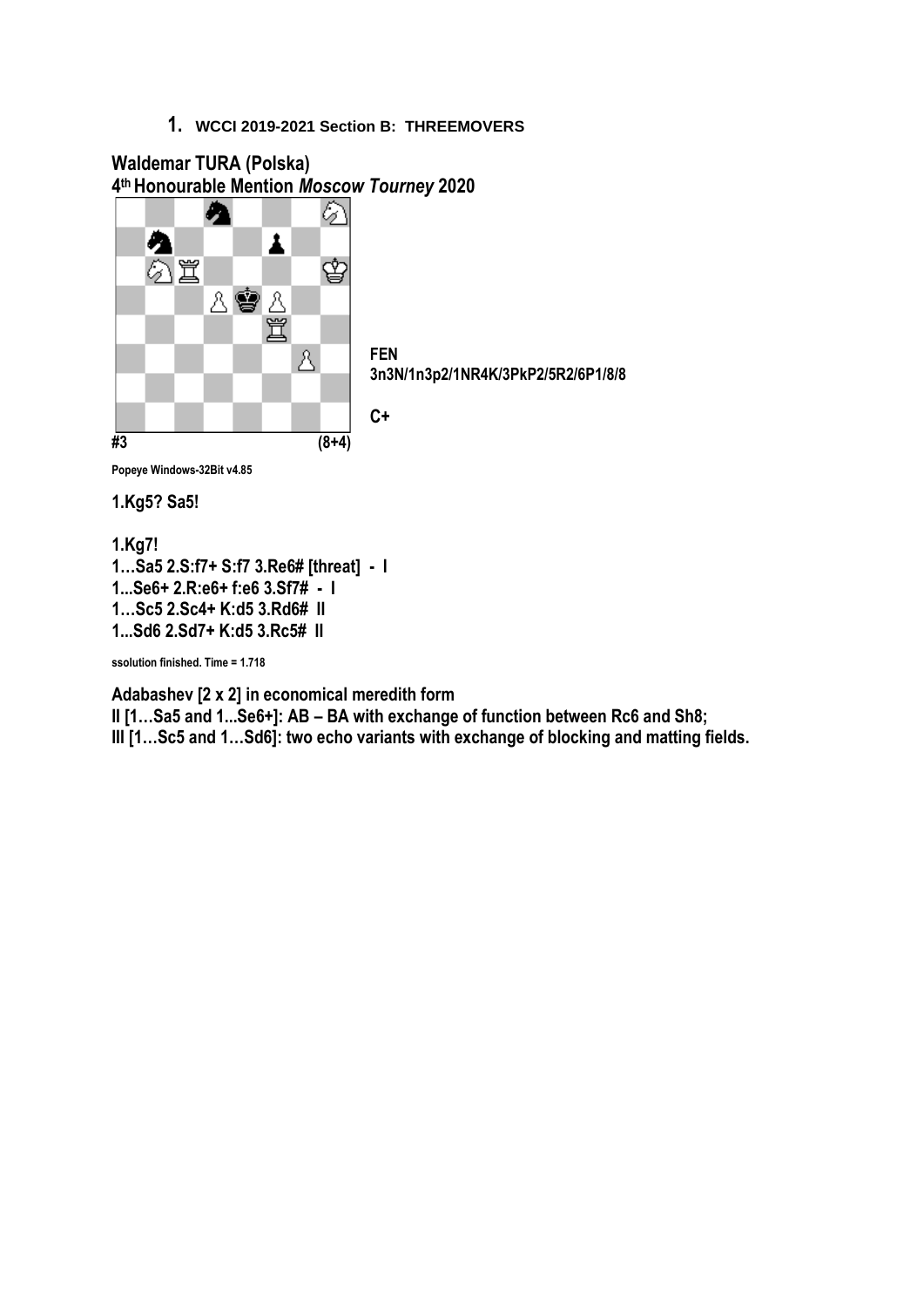1. **WCCI 2019-2021 Section B: THREEMOVERS**

**Waldemar TURA (Polska)**
**4th Honourable Mention *Moscow Tourney* 2020**

**FEN**
**3n3N/1n3p2/1NR4K/3PkP2/5R2/6P1/8/8**

**C+**

**#3** **(8+4)**

Popeye Windows-32Bit v4.85

**1.Kg5? Sa5!**

**1.Kg7!**
**1…Sa5 2.S:f7+ S:f7 3.Re6# [threat] - I**
**1...Se6+ 2.R:e6+ f:e6 3.Sf7# - I**
**1…Sc5 2.Sc4+ K:d5 3.Rd6# II**
**1...Sd6 2.Sd7+ K:d5 3.Rc5# II**

ssolution finished. Time = 1.718

**Adabashev [2 x 2] in economical meredith form**
**II [1…Sa5 and 1...Se6+]: AB – BA with exchange of function between Rc6 and Sh8;**
**III [1…Sc5 and 1…Sd6]: two echo variants with exchange of blocking and matting fields.**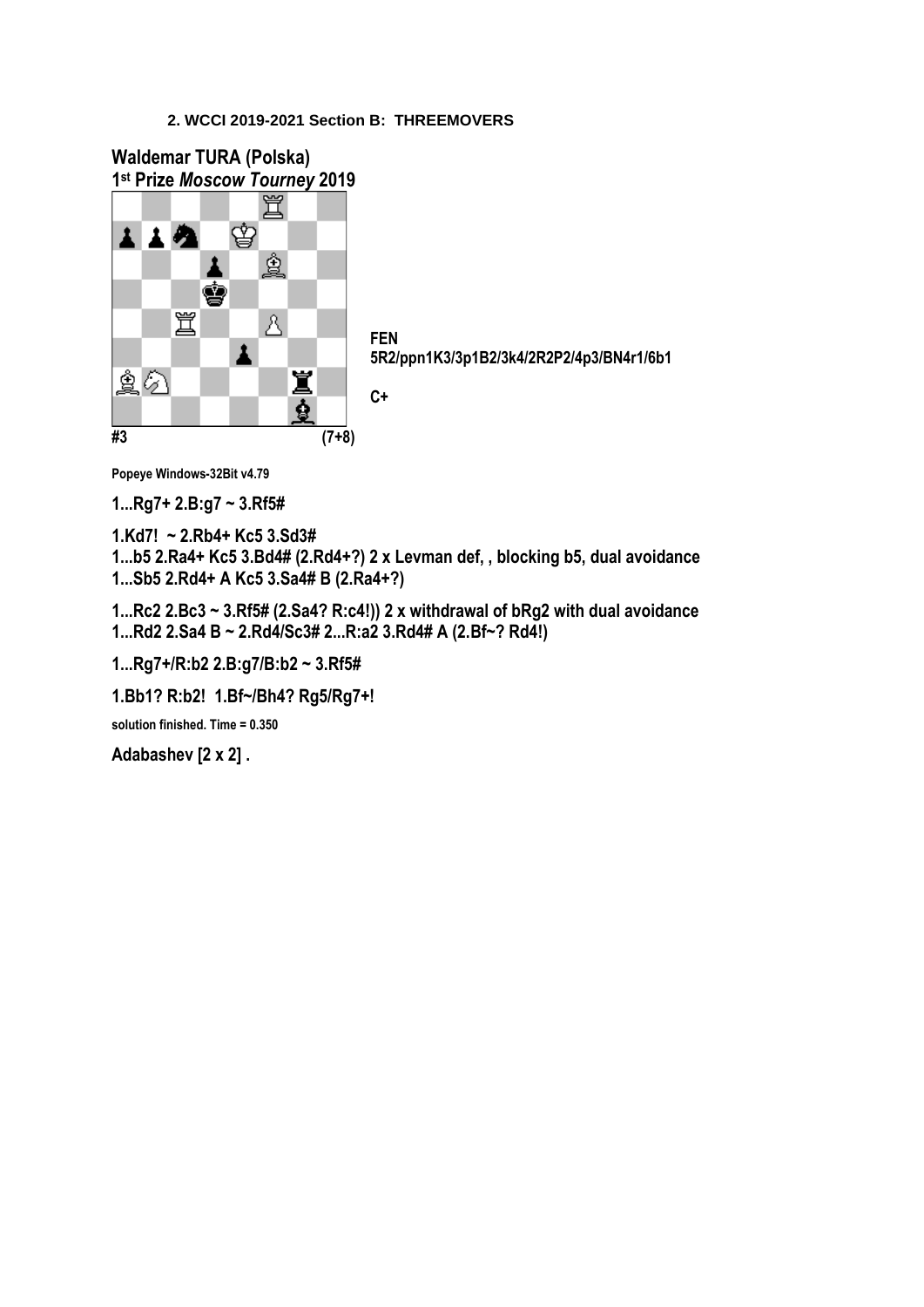**2. WCCI 2019-2021 Section B: THREEMOVERS**

## Waldemar TURA (Polska)
**1st Prize *Moscow Tourney* 2019**

**FEN**
**5R2/ppn1K3/3p1B2/3k4/2R2P2/4p3/BN4r1/6b1**

**C+**

**#3** **(7+8)**

Popeye Windows-32Bit v4.79

**1...Rg7+ 2.B:g7 ~ 3.Rf5#**

**1.Kd7! ~ 2.Rb4+ Kc5 3.Sd3#**
**1...b5 2.Ra4+ Kc5 3.Bd4# (2.Rd4+?) 2 x Levman def, , blocking b5, dual avoidance**
**1...Sb5 2.Rd4+ A Kc5 3.Sa4# B (2.Ra4+?)**

**1...Rc2 2.Bc3 ~ 3.Rf5# (2.Sa4? R:c4!)) 2 x withdrawal of bRg2 with dual avoidance**
**1...Rd2 2.Sa4 B ~ 2.Rd4/Sc3# 2...R:a2 3.Rd4# A (2.Bf~? Rd4!)**

**1...Rg7+/R:b2 2.B:g7/B:b2 ~ 3.Rf5#**

**1.Bb1? R:b2! 1.Bf~/Bh4? Rg5/Rg7+!**

solution finished. Time = 0.350

**Adabashev [2 x 2] .**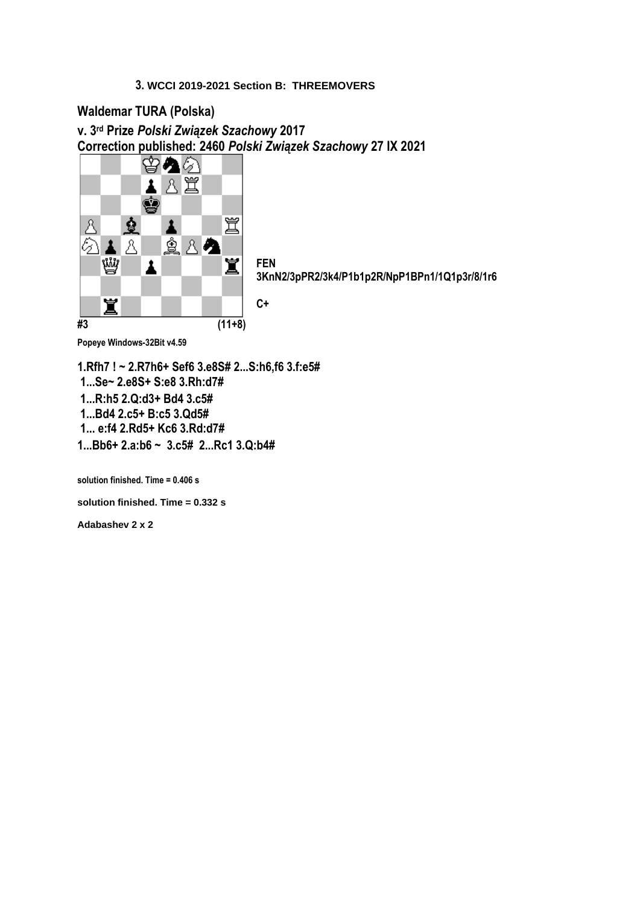**3. WCCI 2019-2021 Section B: THREEMOVERS**

**Waldemar TURA (Polska)**

**v. 3rd Prize *Polski Związek Szachowy* 2017**
**Correction published: 2460 *Polski Związek Szachowy* 27 IX 2021**

**FEN**
**3KnN2/3pPR2/3k4/P1b1p2R/NpP1BPn1/1Q1p3r/8/1r6**

**C+**

**#3** **(11+8)**

**Popeye Windows-32Bit v4.59**

**1.Rfh7 ! ~ 2.R7h6+ Sef6 3.e8S# 2...S:h6,f6 3.f:e5#**
**1...Se~ 2.e8S+ S:e8 3.Rh:d7#**
**1...R:h5 2.Q:d3+ Bd4 3.c5#**
**1...Bd4 2.c5+ B:c5 3.Qd5#**
**1... e:f4 2.Rd5+ Kc6 3.Rd:d7#**
**1...Bb6+ 2.a:b6 ~ 3.c5# 2...Rc1 3.Q:b4#**

**solution finished. Time = 0.406 s**

**solution finished. Time = 0.332 s**

**Adabashev 2 x 2**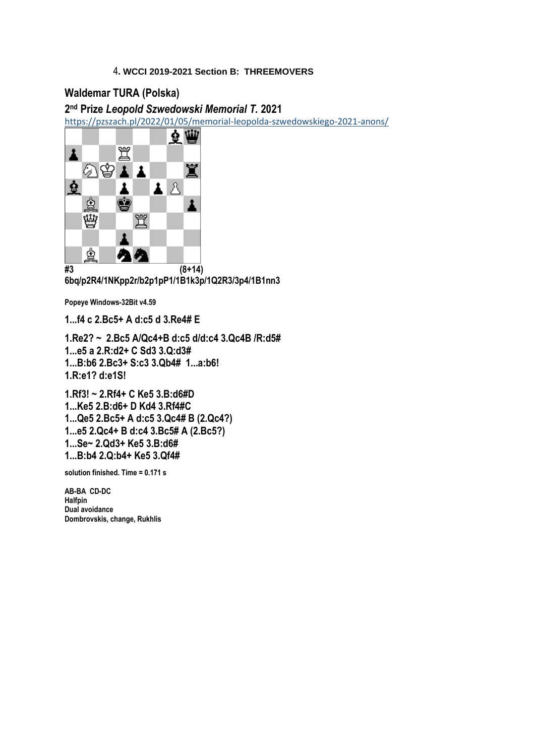4**. WCCI 2019-2021 Section B: THREEMOVERS**

## Waldemar TURA (Polska)

**2nd Prize *Leopold Szwedowski Memorial T.* 2021**

https://pzszach.pl/2022/01/05/memorial-leopolda-szwedowskiego-2021-anons/

**#3** **(8+14)**

**6bq/p2R4/1NKpp2r/b2p1pP1/1B1k3p/1Q2R3/3p4/1B1nn3**

**Popeye Windows-32Bit v4.59**

**1...f4 c 2.Bc5+ A d:c5 d 3.Re4# E**

**1.Re2? ~ 2.Bc5 A/Qc4+B d:c5 d/d:c4 3.Qc4B /R:d5#**
**1...e5 a 2.R:d2+ C Sd3 3.Q:d3#**
**1...B:b6 2.Bc3+ S:c3 3.Qb4# 1...a:b6!**
**1.R:e1? d:e1S!**

**1.Rf3! ~ 2.Rf4+ C Ke5 3.B:d6#D**
**1...Ke5 2.B:d6+ D Kd4 3.Rf4#C**
**1...Qe5 2.Bc5+ A d:c5 3.Qc4# B (2.Qc4?)**
**1...e5 2.Qc4+ B d:c4 3.Bc5# A (2.Bc5?)**
**1...Se~ 2.Qd3+ Ke5 3.B:d6#**
**1...B:b4 2.Q:b4+ Ke5 3.Qf4#**

**solution finished. Time = 0.171 s**

**AB-BA CD-DC**
**Halfpin**
**Dual avoidance**
**Dombrovskis, change, Rukhlis**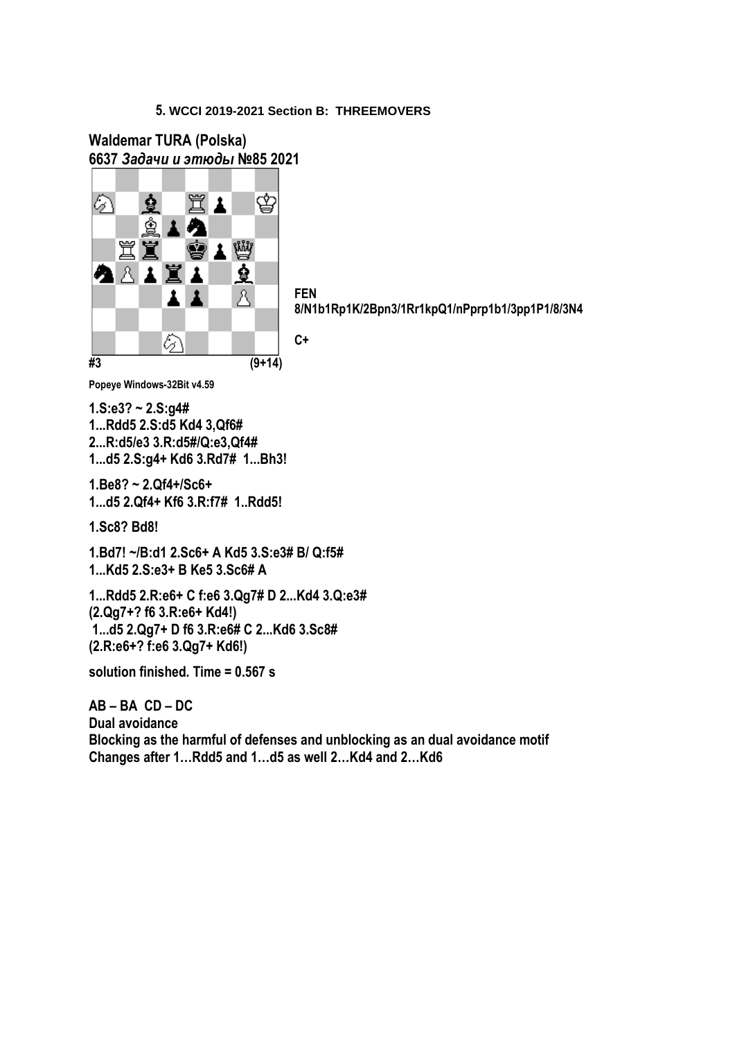5. **WCCI 2019-2021 Section B: THREEMOVERS**

**Waldemar TURA (Polska)**
**6637 *Задачи и этюды* №85 2021**

**FEN**
**8/N1b1Rp1K/2Bpn3/1Rr1kpQ1/nPprp1b1/3pp1P1/8/3N4**

**C+**

**#3 (9+14)**

**Popeye Windows-32Bit v4.59**

**1.S:e3? ~ 2.S:g4#**
**1...Rdd5 2.S:d5 Kd4 3,Qf6#**
**2...R:d5/e3 3.R:d5#/Q:e3,Qf4#**
**1...d5 2.S:g4+ Kd6 3.Rd7# 1...Bh3!**

**1.Be8? ~ 2.Qf4+/Sc6+**
**1...d5 2.Qf4+ Kf6 3.R:f7# 1..Rdd5!**

**1.Sc8? Bd8!**

**1.Bd7! ~/B:d1 2.Sc6+ A Kd5 3.S:e3# B/ Q:f5#**
**1...Kd5 2.S:e3+ B Ke5 3.Sc6# A**

**1...Rdd5 2.R:e6+ C f:e6 3.Qg7# D 2...Kd4 3.Q:e3#**
**(2.Qg7+? f6 3.R:e6+ Kd4!)**
**1...d5 2.Qg7+ D f6 3.R:e6# C 2...Kd6 3.Sc8#**
**(2.R:e6+? f:e6 3.Qg7+ Kd6!)**

**solution finished. Time = 0.567 s**

**AB – BA CD – DC**
**Dual avoidance**
**Blocking as the harmful of defenses and unblocking as an dual avoidance motif**
**Changes after 1…Rdd5 and 1…d5 as well 2…Kd4 and 2…Kd6**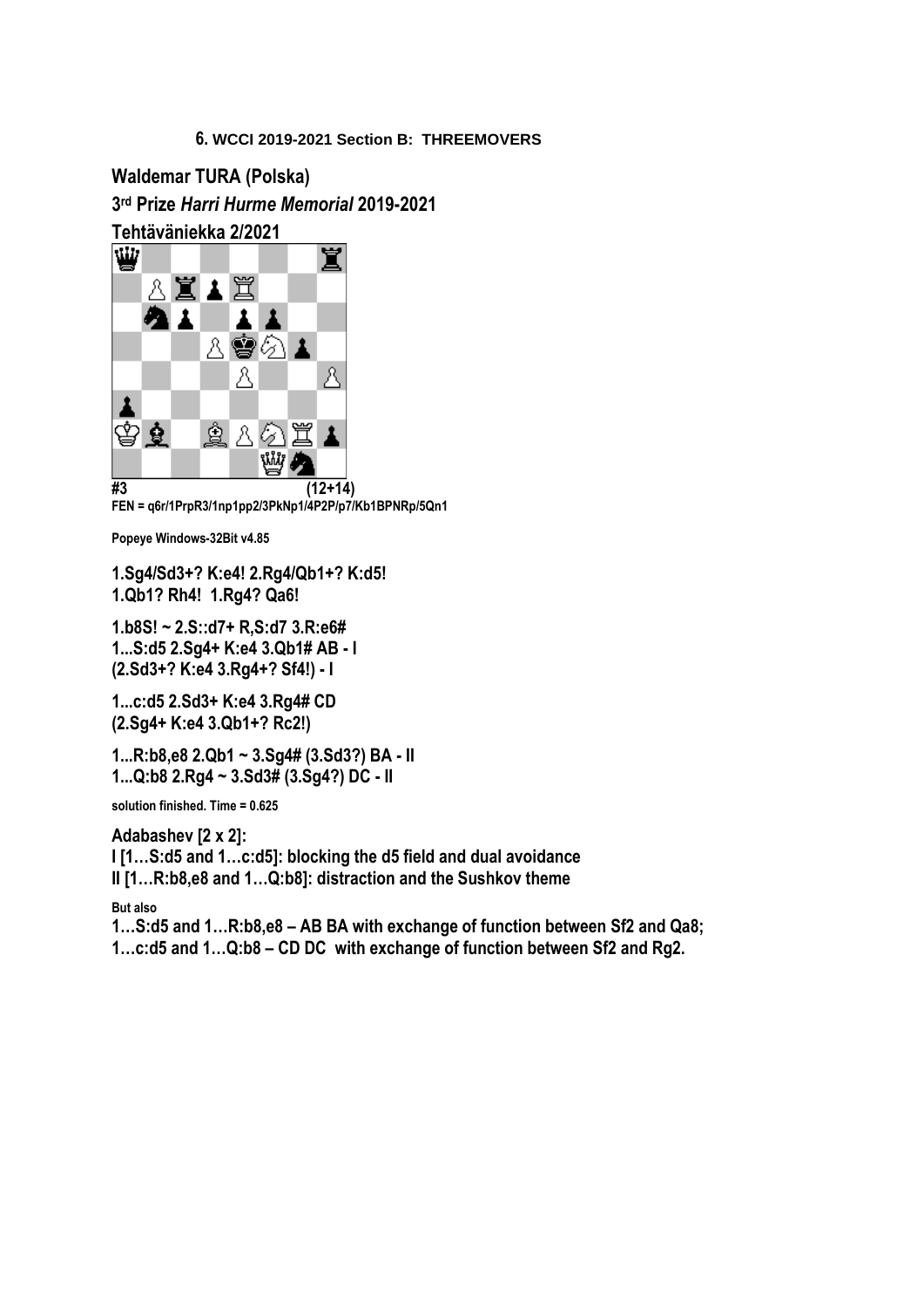### 6. WCCI 2019-2021 Section B: THREEMOVERS

**Waldemar TURA (Polska)**

**3rd Prize *Harri Hurme Memorial* 2019-2021**

**Tehtäväniekka 2/2021**

**#3 (12+14)**

**FEN = q6r/1PrpR3/1np1pp2/3PkNp1/4P2P/p7/Kb1BPNRp/5Qn1**

**Popeye Windows-32Bit v4.85**

**1.Sg4/Sd3+? K:e4! 2.Rg4/Qb1+? K:d5!**
**1.Qb1? Rh4! 1.Rg4? Qa6!**

**1.b8S! ~ 2.S::d7+ R,S:d7 3.R:e6#**
**1...S:d5 2.Sg4+ K:e4 3.Qb1# AB - I**
**(2.Sd3+? K:e4 3.Rg4+? Sf4!) - I**

**1...c:d5 2.Sd3+ K:e4 3.Rg4# CD**
**(2.Sg4+ K:e4 3.Qb1+? Rc2!)**

**1...R:b8,e8 2.Qb1 ~ 3.Sg4# (3.Sd3?) BA - II**
**1...Q:b8 2.Rg4 ~ 3.Sd3# (3.Sg4?) DC - II**

**solution finished. Time = 0.625**

**Adabashev [2 x 2]:**
**I [1…S:d5 and 1…c:d5]: blocking the d5 field and dual avoidance**
**II [1…R:b8,e8 and 1…Q:b8]: distraction and the Sushkov theme**

**But also**

**1…S:d5 and 1…R:b8,e8 – AB BA with exchange of function between Sf2 and Qa8;**
**1…c:d5 and 1…Q:b8 – CD DC with exchange of function between Sf2 and Rg2.**